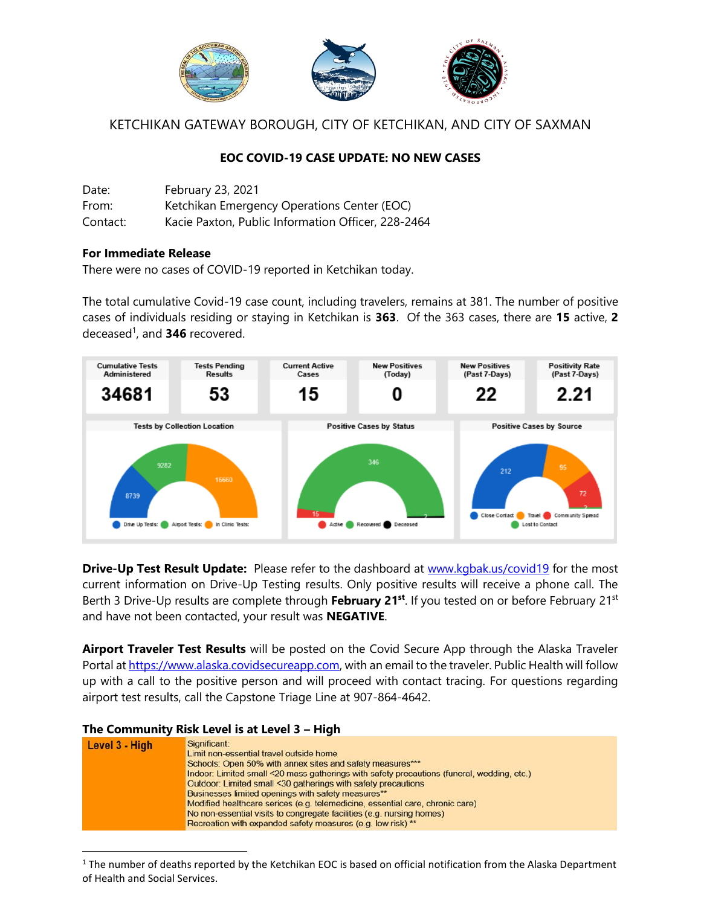KETCHIKAN GATEWAY BOROUGH, CITY OF KETCHIKAN, AND CITY OF SAXMAN

## EOC COVID-19 CASE UPDATE: NO NEW CASES

Date: February 23, 2021
From: Ketchikan Emergency Operations Center (EOC)
Contact: Kacie Paxton, Public Information Officer, 228-2464

**For Immediate Release**
There were no cases of COVID-19 reported in Ketchikan today.

The total cumulative Covid-19 case count, including travelers, remains at 381. The number of positive cases of individuals residing or staying in Ketchikan is **363**. Of the 363 cases, there are **15** active, **2** deceased[1], and **346** recovered.

| Cumulative Tests Administered | Tests Pending Results | Current Active Cases | New Positives (Today) | New Positives (Past 7-Days) | Positivity Rate (Past 7-Days) |
|---|---|---|---|---|---|
| 34681 | 53 | 15 | 0 | 22 | 2.21 |

Tests by Collection Location: Drive Up Tests: 8739; Airport Tests: 9282; In Clinic Tests: 16660

Positive Cases by Status: Active: 15; Recovered: 346; Deceased: 2

Positive Cases by Source: Close Contact: 212; Travel: 95; Community Spread: 72; Lost to Contact

**Drive-Up Test Result Update:** Please refer to the dashboard at www.kgbak.us/covid19 for the most current information on Drive-Up Testing results. Only positive results will receive a phone call. The Berth 3 Drive-Up results are complete through **February 21st**. If you tested on or before February 21st and have not been contacted, your result was **NEGATIVE**.

**Airport Traveler Test Results** will be posted on the Covid Secure App through the Alaska Traveler Portal at https://www.alaska.covidsecureapp.com, with an email to the traveler. Public Health will follow up with a call to the positive person and will proceed with contact tracing. For questions regarding airport test results, call the Capstone Triage Line at 907-864-4642.

### The Community Risk Level is at Level 3 – High

| Level 3 - High | Significant:<br>Limit non-essential travel outside home<br>Schools: Open 50% with annex sites and safety measures***<br>Indoor: Limited small <20 mass gatherings with safety precautions (funeral, wedding, etc.)<br>Outdoor: Limited small <30 gatherings with safety precautions<br>Businesses limited openings with safety measures**<br>Modified healthcare serices (e.g. telemedicine, essential care, chronic care)<br>No non-essential visits to congregate facilities (e.g. nursing homes)<br>Recreation with expanded safety measures (e.g. low risk) ** |
|---|---|

[1] The number of deaths reported by the Ketchikan EOC is based on official notification from the Alaska Department of Health and Social Services.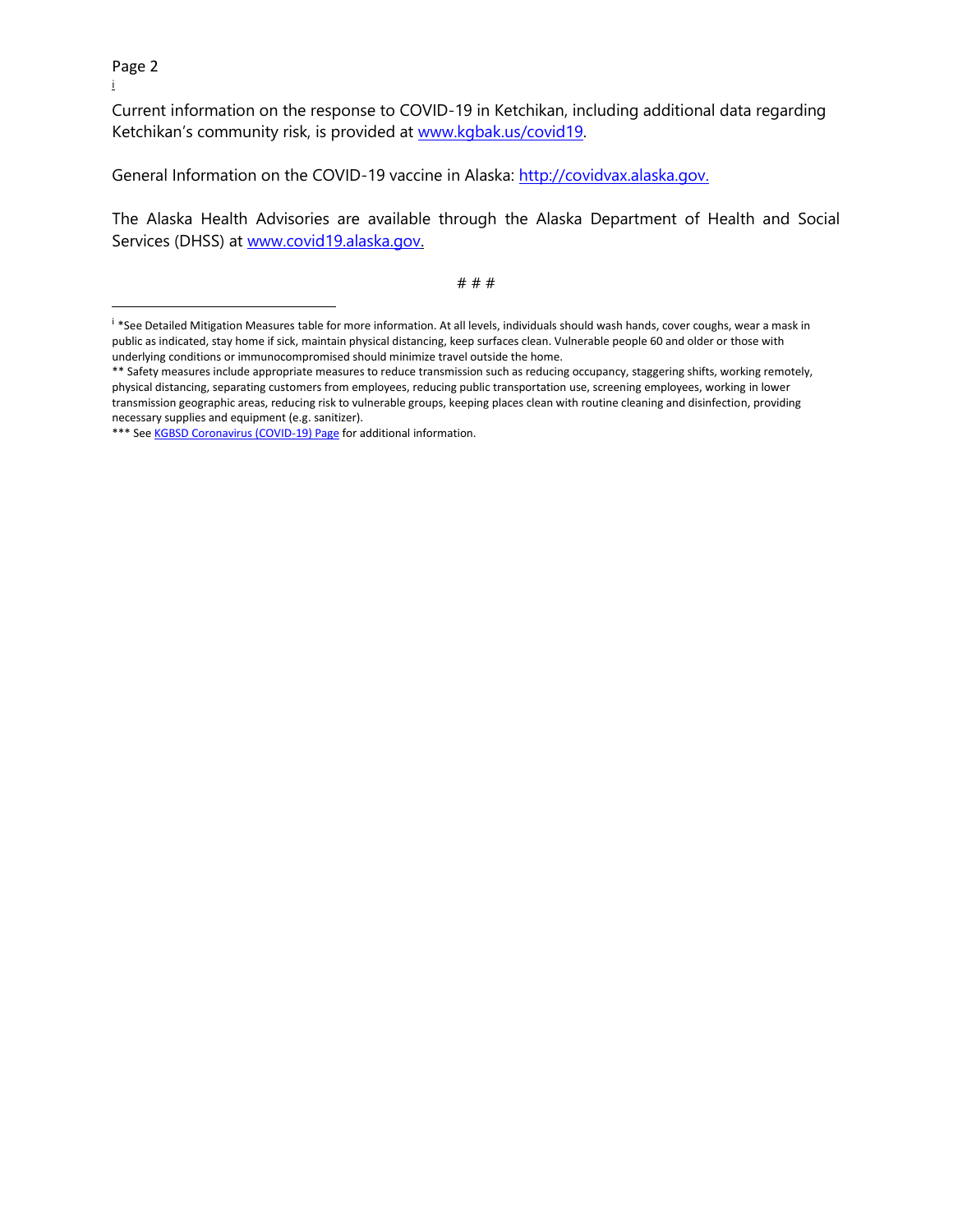Current information on the response to COVID-19 in Ketchikan, including additional data regarding Ketchikan's community risk, is provided at [www.kgbak.us/covid19](http://www.kgbak.us/covid19).

General Information on the COVID-19 vaccine in Alaska: [http://covidvax.alaska.gov.](http://covidvax.alaska.gov)

The Alaska Health Advisories are available through the Alaska Department of Health and Social Services (DHSS) at [www.covid19.alaska.gov](http://www.covid19.alaska.gov).

# # #

---

[i] *See Detailed Mitigation Measures table for more information. At all levels, individuals should wash hands, cover coughs, wear a mask in public as indicated, stay home if sick, maintain physical distancing, keep surfaces clean. Vulnerable people 60 and older or those with underlying conditions or immunocompromised should minimize travel outside the home.

** Safety measures include appropriate measures to reduce transmission such as reducing occupancy, staggering shifts, working remotely, physical distancing, separating customers from employees, reducing public transportation use, screening employees, working in lower transmission geographic areas, reducing risk to vulnerable groups, keeping places clean with routine cleaning and disinfection, providing necessary supplies and equipment (e.g. sanitizer).

*** See KGBSD Coronavirus (COVID-19) Page for additional information.